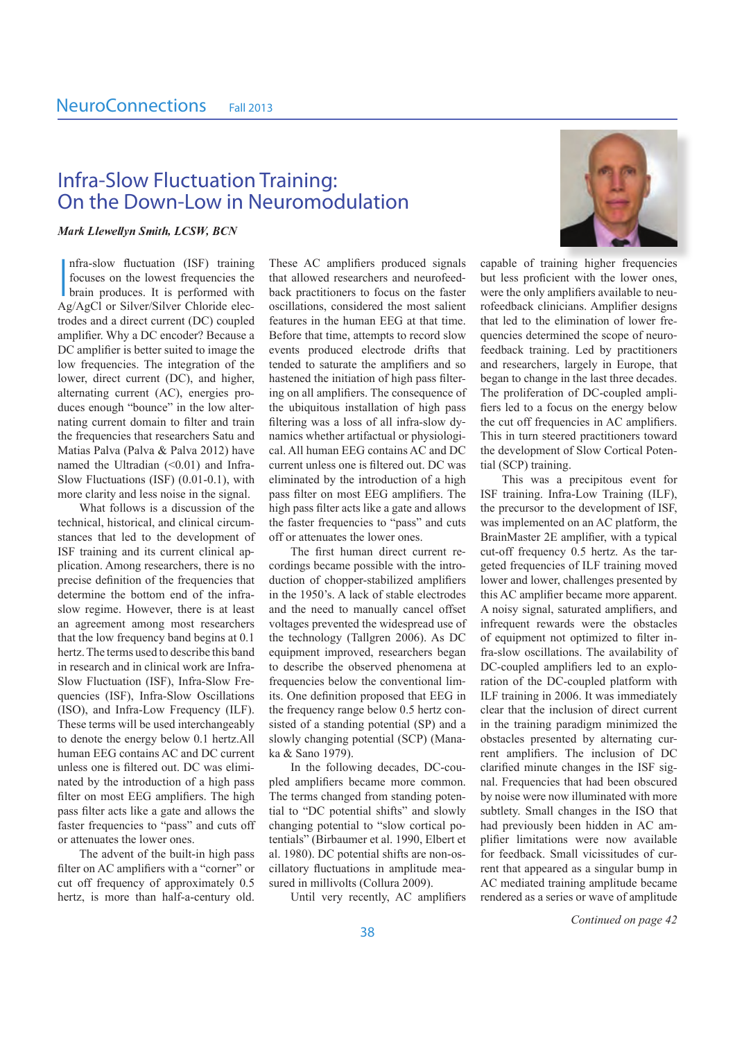# Infra-Slow Fluctuation Training: On the Down-Low in Neuromodulation

***Mark Llewellyn Smith, LCSW, BCN***

Infra-slow fluctuation (ISF) training focuses on the lowest frequencies the brain produces. It is performed with Ag/AgCl or Silver/Silver Chloride electrodes and a direct current (DC) coupled amplifier. Why a DC encoder? Because a DC amplifier is better suited to image the low frequencies. The integration of the lower, direct current (DC), and higher, alternating current (AC), energies produces enough "bounce" in the low alternating current domain to filter and train the frequencies that researchers Satu and Matias Palva (Palva & Palva 2012) have named the Ultradian (<0.01) and Infra-Slow Fluctuations (ISF) (0.01-0.1), with more clarity and less noise in the signal.

What follows is a discussion of the technical, historical, and clinical circumstances that led to the development of ISF training and its current clinical application. Among researchers, there is no precise definition of the frequencies that determine the bottom end of the infra-slow regime. However, there is at least an agreement among most researchers that the low frequency band begins at 0.1 hertz. The terms used to describe this band in research and in clinical work are Infra-Slow Fluctuation (ISF), Infra-Slow Frequencies (ISF), Infra-Slow Oscillations (ISO), and Infra-Low Frequency (ILF). These terms will be used interchangeably to denote the energy below 0.1 hertz.All human EEG contains AC and DC current unless one is filtered out. DC was eliminated by the introduction of a high pass filter on most EEG amplifiers. The high pass filter acts like a gate and allows the faster frequencies to "pass" and cuts off or attenuates the lower ones.

The advent of the built-in high pass filter on AC amplifiers with a "corner" or cut off frequency of approximately 0.5 hertz, is more than half-a-century old. These AC amplifiers produced signals that allowed researchers and neurofeedback practitioners to focus on the faster oscillations, considered the most salient features in the human EEG at that time. Before that time, attempts to record slow events produced electrode drifts that tended to saturate the amplifiers and so hastened the initiation of high pass filtering on all amplifiers. The consequence of the ubiquitous installation of high pass filtering was a loss of all infra-slow dynamics whether artifactual or physiological. All human EEG contains AC and DC current unless one is filtered out. DC was eliminated by the introduction of a high pass filter on most EEG amplifiers. The high pass filter acts like a gate and allows the faster frequencies to "pass" and cuts off or attenuates the lower ones.

The first human direct current recordings became possible with the introduction of chopper-stabilized amplifiers in the 1950's. A lack of stable electrodes and the need to manually cancel offset voltages prevented the widespread use of the technology (Tallgren 2006). As DC equipment improved, researchers began to describe the observed phenomena at frequencies below the conventional limits. One definition proposed that EEG in the frequency range below 0.5 hertz consisted of a standing potential (SP) and a slowly changing potential (SCP) (Manaka & Sano 1979).

In the following decades, DC-coupled amplifiers became more common. The terms changed from standing potential to "DC potential shifts" and slowly changing potential to "slow cortical potentials" (Birbaumer et al. 1990, Elbert et al. 1980). DC potential shifts are non-oscillatory fluctuations in amplitude measured in millivolts (Collura 2009).

Until very recently, AC amplifiers capable of training higher frequencies but less proficient with the lower ones, were the only amplifiers available to neurofeedback clinicians. Amplifier designs that led to the elimination of lower frequencies determined the scope of neurofeedback training. Led by practitioners and researchers, largely in Europe, that began to change in the last three decades. The proliferation of DC-coupled amplifiers led to a focus on the energy below the cut off frequencies in AC amplifiers. This in turn steered practitioners toward the development of Slow Cortical Potential (SCP) training.

This was a precipitous event for ISF training. Infra-Low Training (ILF), the precursor to the development of ISF, was implemented on an AC platform, the BrainMaster 2E amplifier, with a typical cut-off frequency 0.5 hertz. As the targeted frequencies of ILF training moved lower and lower, challenges presented by this AC amplifier became more apparent. A noisy signal, saturated amplifiers, and infrequent rewards were the obstacles of equipment not optimized to filter infra-slow oscillations. The availability of DC-coupled amplifiers led to an exploration of the DC-coupled platform with ILF training in 2006. It was immediately clear that the inclusion of direct current in the training paradigm minimized the obstacles presented by alternating current amplifiers. The inclusion of DC clarified minute changes in the ISF signal. Frequencies that had been obscured by noise were now illuminated with more subtlety. Small changes in the ISO that had previously been hidden in AC amplifier limitations were now available for feedback. Small vicissitudes of current that appeared as a singular bump in AC mediated training amplitude became rendered as a series or wave of amplitude

*Continued on page 42*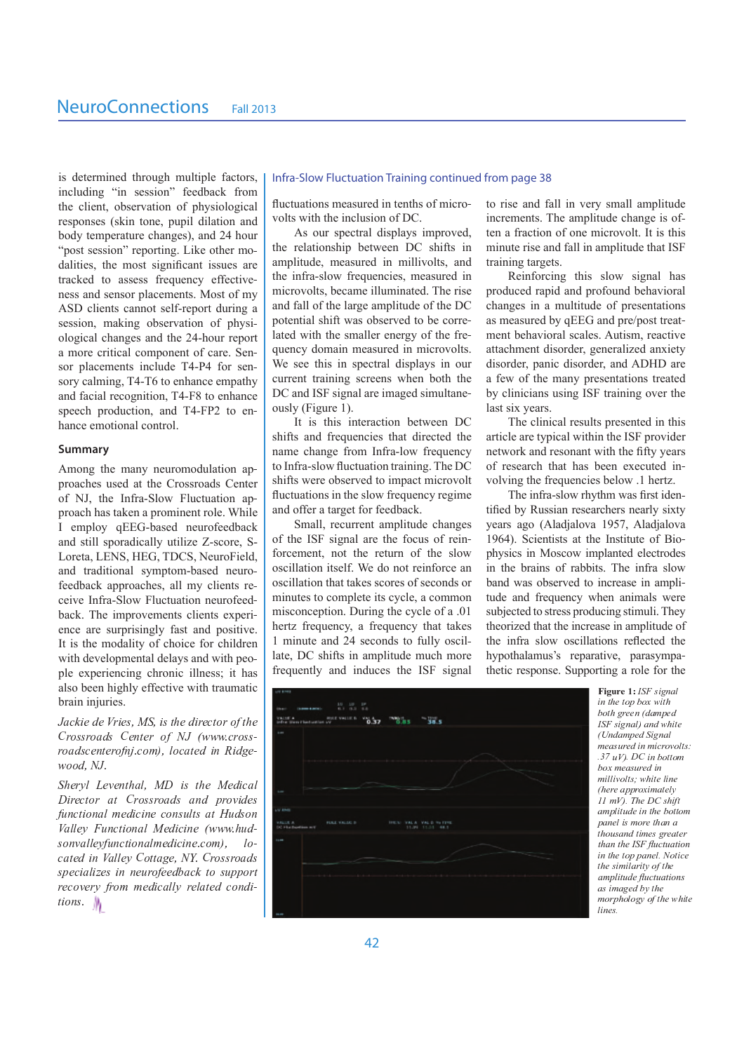is determined through multiple factors, including "in session" feedback from the client, observation of physiological responses (skin tone, pupil dilation and body temperature changes), and 24 hour "post session" reporting. Like other modalities, the most significant issues are tracked to assess frequency effectiveness and sensor placements. Most of my ASD clients cannot self-report during a session, making observation of physiological changes and the 24-hour report a more critical component of care. Sensor placements include T4-P4 for sensory calming, T4-T6 to enhance empathy and facial recognition, T4-F8 to enhance speech production, and T4-FP2 to enhance emotional control.

## Summary

Among the many neuromodulation approaches used at the Crossroads Center of NJ, the Infra-Slow Fluctuation approach has taken a prominent role. While I employ qEEG-based neurofeedback and still sporadically utilize Z-score, S-Loreta, LENS, HEG, TDCS, NeuroField, and traditional symptom-based neurofeedback approaches, all my clients receive Infra-Slow Fluctuation neurofeedback. The improvements clients experience are surprisingly fast and positive. It is the modality of choice for children with developmental delays and with people experiencing chronic illness; it has also been highly effective with traumatic brain injuries.

*Jackie de Vries, MS, is the director of the Crossroads Center of NJ (www.crossroadscenterofnj.com), located in Ridgewood, NJ.*

*Sheryl Leventhal, MD is the Medical Director at Crossroads and provides functional medicine consults at Hudson Valley Functional Medicine (www.hudsonvalleyfunctionalmedicine.com), located in Valley Cottage, NY. Crossroads specializes in neurofeedback to support recovery from medically related conditions.*

## Infra-Slow Fluctuation Training continued from page 38

fluctuations measured in tenths of microvolts with the inclusion of DC.

As our spectral displays improved, the relationship between DC shifts in amplitude, measured in millivolts, and the infra-slow frequencies, measured in microvolts, became illuminated. The rise and fall of the large amplitude of the DC potential shift was observed to be correlated with the smaller energy of the frequency domain measured in microvolts. We see this in spectral displays in our current training screens when both the DC and ISF signal are imaged simultaneously (Figure 1).

It is this interaction between DC shifts and frequencies that directed the name change from Infra-low frequency to Infra-slow fluctuation training. The DC shifts were observed to impact microvolt fluctuations in the slow frequency regime and offer a target for feedback.

Small, recurrent amplitude changes of the ISF signal are the focus of reinforcement, not the return of the slow oscillation itself. We do not reinforce an oscillation that takes scores of seconds or minutes to complete its cycle, a common misconception. During the cycle of a .01 hertz frequency, a frequency that takes 1 minute and 24 seconds to fully oscillate, DC shifts in amplitude much more frequently and induces the ISF signal to rise and fall in very small amplitude increments. The amplitude change is often a fraction of one microvolt. It is this minute rise and fall in amplitude that ISF training targets.

Reinforcing this slow signal has produced rapid and profound behavioral changes in a multitude of presentations as measured by qEEG and pre/post treatment behavioral scales. Autism, reactive attachment disorder, generalized anxiety disorder, panic disorder, and ADHD are a few of the many presentations treated by clinicians using ISF training over the last six years.

The clinical results presented in this article are typical within the ISF provider network and resonant with the fifty years of research that has been executed involving the frequencies below .1 hertz.

The infra-slow rhythm was first identified by Russian researchers nearly sixty years ago (Aladjalova 1957, Aladjalova 1964). Scientists at the Institute of Biophysics in Moscow implanted electrodes in the brains of rabbits. The infra slow band was observed to increase in amplitude and frequency when animals were subjected to stress producing stimuli. They theorized that the increase in amplitude of the infra slow oscillations reflected the hypothalamus's reparative, parasympathetic response. Supporting a role for the

**Figure 1:** *ISF signal in the top box with both green (damped ISF signal) and white (Undamped Signal measured in microvolts: .37 uV). DC in bottom box measured in millivolts; white line (here approximately 11 mV). The DC shift amplitude in the bottom panel is more than a thousand times greater than the ISF fluctuation in the top panel. Notice the similarity of the amplitude fluctuations as imaged by the morphology of the white lines.*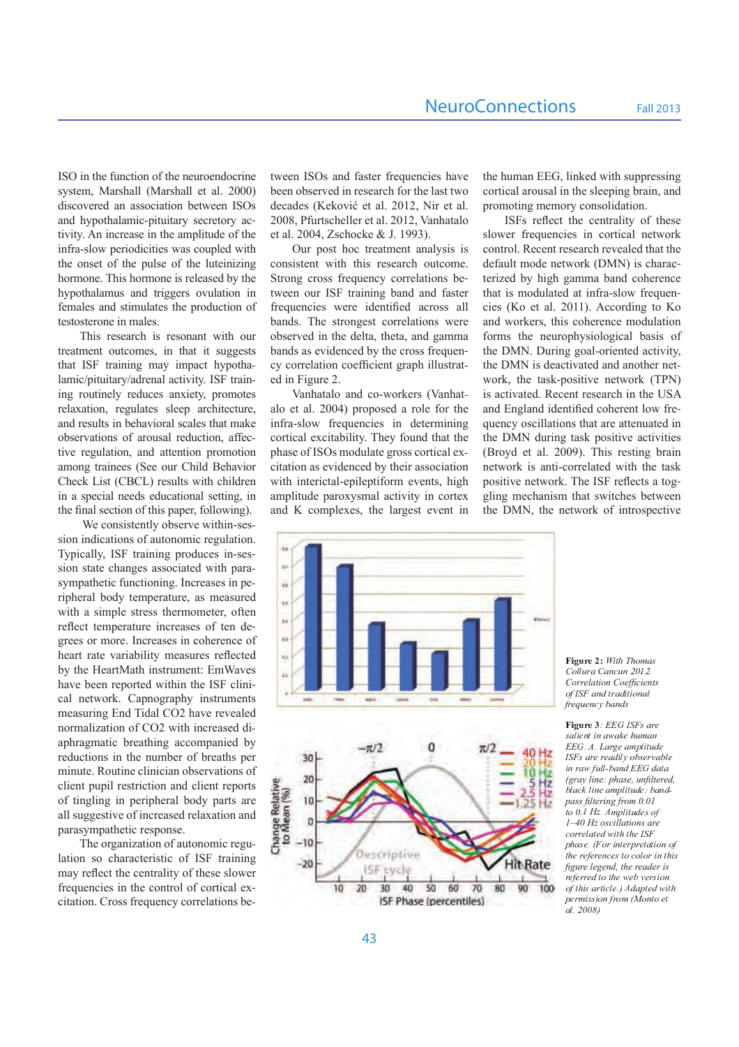ISO in the function of the neuroendocrine system, Marshall (Marshall et al. 2000) discovered an association between ISOs and hypothalamic-pituitary secretory activity. An increase in the amplitude of the infra-slow periodicities was coupled with the onset of the pulse of the luteinizing hormone. This hormone is released by the hypothalamus and triggers ovulation in females and stimulates the production of testosterone in males.

This research is resonant with our treatment outcomes, in that it suggests that ISF training may impact hypothalamic/pituitary/adrenal activity. ISF training routinely reduces anxiety, promotes relaxation, regulates sleep architecture, and results in behavioral scales that make observations of arousal reduction, affective regulation, and attention promotion among trainees (See our Child Behavior Check List (CBCL) results with children in a special needs educational setting, in the final section of this paper, following).

We consistently observe within-session indications of autonomic regulation. Typically, ISF training produces in-session state changes associated with parasympathetic functioning. Increases in peripheral body temperature, as measured with a simple stress thermometer, often reflect temperature increases of ten degrees or more. Increases in coherence of heart rate variability measures reflected by the HeartMath instrument: EmWaves have been reported within the ISF clinical network. Capnography instruments measuring End Tidal CO2 have revealed normalization of CO2 with increased diaphragmatic breathing accompanied by reductions in the number of breaths per minute. Routine clinician observations of client pupil restriction and client reports of tingling in peripheral body parts are all suggestive of increased relaxation and parasympathetic response.

The organization of autonomic regulation so characteristic of ISF training may reflect the centrality of these slower frequencies in the control of cortical excitation. Cross frequency correlations between ISOs and faster frequencies have been observed in research for the last two decades (Keković et al. 2012, Nir et al. 2008, Pfurtscheller et al. 2012, Vanhatalo et al. 2004, Zschocke & J. 1993).

Our post hoc treatment analysis is consistent with this research outcome. Strong cross frequency correlations between our ISF training band and faster frequencies were identified across all bands. The strongest correlations were observed in the delta, theta, and gamma bands as evidenced by the cross frequency correlation coefficient graph illustrated in Figure 2.

Vanhatalo and co-workers (Vanhatalo et al. 2004) proposed a role for the infra-slow frequencies in determining cortical excitability. They found that the phase of ISOs modulate gross cortical excitation as evidenced by their association with interictal-epileptiform events, high amplitude paroxysmal activity in cortex and K complexes, the largest event in the human EEG, linked with suppressing cortical arousal in the sleeping brain, and promoting memory consolidation.

ISFs reflect the centrality of these slower frequencies in cortical network control. Recent research revealed that the default mode network (DMN) is characterized by high gamma band coherence that is modulated at infra-slow frequencies (Ko et al. 2011). According to Ko and workers, this coherence modulation forms the neurophysiological basis of the DMN. During goal-oriented activity, the DMN is deactivated and another network, the task-positive network (TPN) is activated. Recent research in the USA and England identified coherent low frequency oscillations that are attenuated in the DMN during task positive activities (Broyd et al. 2009). This resting brain network is anti-correlated with the task positive network. The ISF reflects a toggling mechanism that switches between the DMN, the network of introspective

**Figure 2:** *With Thomas Collura Cancun 2012. Correlation Coefficients of ISF and traditional frequency bands*

**Figure 3***: EEG ISFs are salient in awake human EEG. A. Large amplitude ISFs are readily observable in raw full-band EEG data (gray line: phase, unfiltered, black line amplitude: band-pass filtering from 0.01 to 0.1 Hz. Amplitudes of 1–40 Hz oscillations are correlated with the ISF phase. (For interpretation of the references to color in this figure legend, the reader is referred to the web version of this article.) Adapted with permission from (Monto et al. 2008)*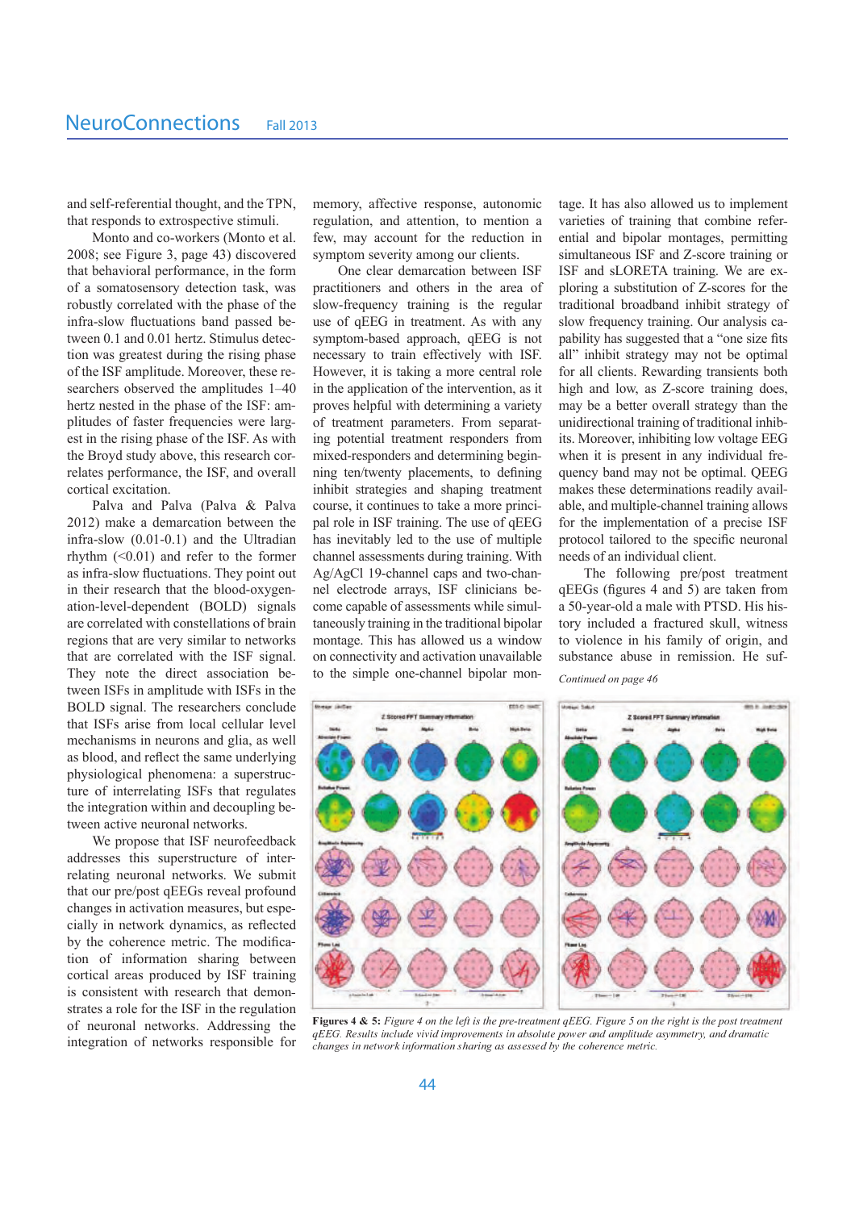and self-referential thought, and the TPN, that responds to extrospective stimuli.

Monto and co-workers (Monto et al. 2008; see Figure 3, page 43) discovered that behavioral performance, in the form of a somatosensory detection task, was robustly correlated with the phase of the infra-slow fluctuations band passed between 0.1 and 0.01 hertz. Stimulus detection was greatest during the rising phase of the ISF amplitude. Moreover, these researchers observed the amplitudes 1–40 hertz nested in the phase of the ISF: amplitudes of faster frequencies were largest in the rising phase of the ISF. As with the Broyd study above, this research correlates performance, the ISF, and overall cortical excitation.

Palva and Palva (Palva & Palva 2012) make a demarcation between the infra-slow (0.01-0.1) and the Ultradian rhythm (<0.01) and refer to the former as infra-slow fluctuations. They point out in their research that the blood-oxygenation-level-dependent (BOLD) signals are correlated with constellations of brain regions that are very similar to networks that are correlated with the ISF signal. They note the direct association between ISFs in amplitude with ISFs in the BOLD signal. The researchers conclude that ISFs arise from local cellular level mechanisms in neurons and glia, as well as blood, and reflect the same underlying physiological phenomena: a superstructure of interrelating ISFs that regulates the integration within and decoupling between active neuronal networks.

We propose that ISF neurofeedback addresses this superstructure of interrelating neuronal networks. We submit that our pre/post qEEGs reveal profound changes in activation measures, but especially in network dynamics, as reflected by the coherence metric. The modification of information sharing between cortical areas produced by ISF training is consistent with research that demonstrates a role for the ISF in the regulation of neuronal networks. Addressing the integration of networks responsible for memory, affective response, autonomic regulation, and attention, to mention a few, may account for the reduction in symptom severity among our clients.

One clear demarcation between ISF practitioners and others in the area of slow-frequency training is the regular use of qEEG in treatment. As with any symptom-based approach, qEEG is not necessary to train effectively with ISF. However, it is taking a more central role in the application of the intervention, as it proves helpful with determining a variety of treatment parameters. From separating potential treatment responders from mixed-responders and determining beginning ten/twenty placements, to defining inhibit strategies and shaping treatment course, it continues to take a more principal role in ISF training. The use of qEEG has inevitably led to the use of multiple channel assessments during training. With Ag/AgCl 19-channel caps and two-channel electrode arrays, ISF clinicians become capable of assessments while simultaneously training in the traditional bipolar montage. This has allowed us a window on connectivity and activation unavailable to the simple one-channel bipolar montage. It has also allowed us to implement varieties of training that combine referential and bipolar montages, permitting simultaneous ISF and Z-score training or ISF and sLORETA training. We are exploring a substitution of Z-scores for the traditional broadband inhibit strategy of slow frequency training. Our analysis capability has suggested that a "one size fits all" inhibit strategy may not be optimal for all clients. Rewarding transients both high and low, as Z-score training does, may be a better overall strategy than the unidirectional training of traditional inhibits. Moreover, inhibiting low voltage EEG when it is present in any individual frequency band may not be optimal. QEEG makes these determinations readily available, and multiple-channel training allows for the implementation of a precise ISF protocol tailored to the specific neuronal needs of an individual client.

The following pre/post treatment qEEGs (figures 4 and 5) are taken from a 50-year-old a male with PTSD. His history included a fractured skull, witness to violence in his family of origin, and substance abuse in remission. He suf-

*Continued on page 46*

**Figures 4 & 5:** *Figure 4 on the left is the pre-treatment qEEG. Figure 5 on the right is the post treatment qEEG. Results include vivid improvements in absolute power and amplitude asymmetry, and dramatic changes in network information sharing as assessed by the coherence metric.*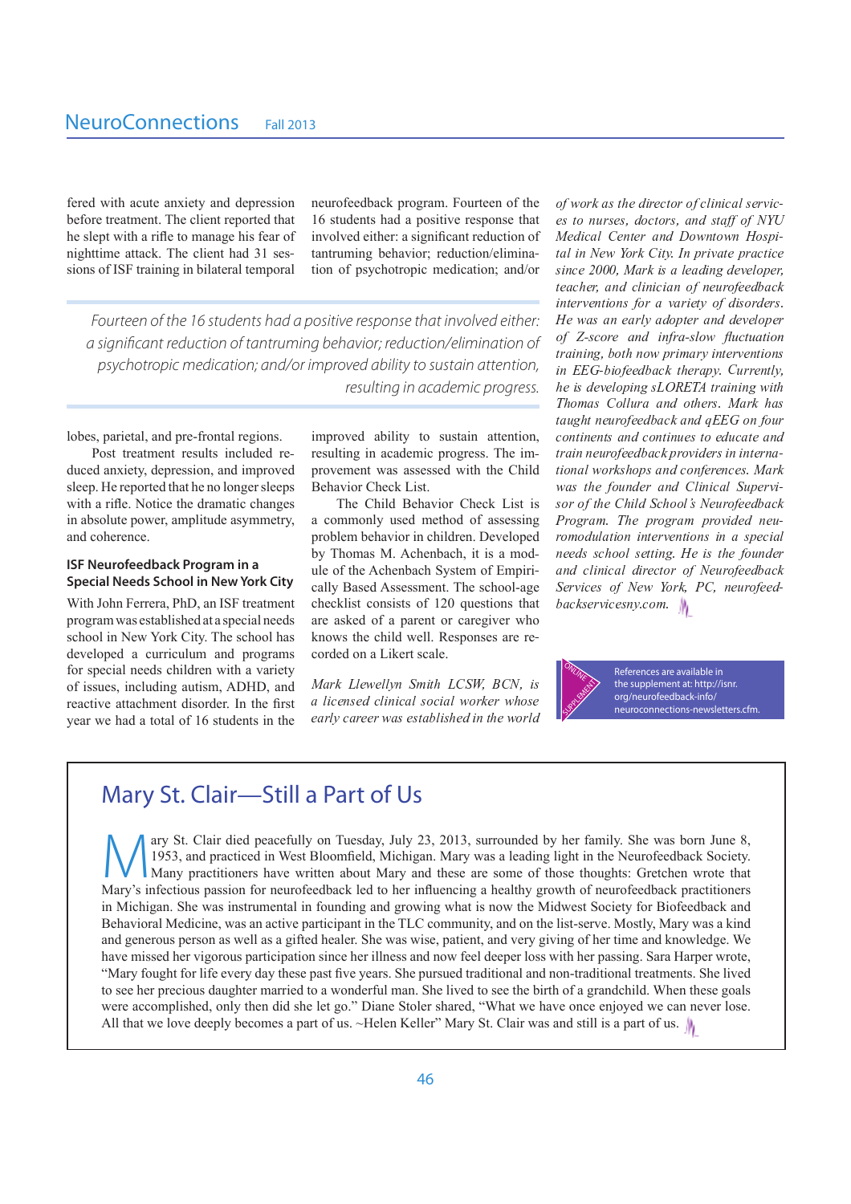fered with acute anxiety and depression before treatment. The client reported that he slept with a rifle to manage his fear of nighttime attack. The client had 31 sessions of ISF training in bilateral temporal lobes, parietal, and pre-frontal regions.

Post treatment results included reduced anxiety, depression, and improved sleep. He reported that he no longer sleeps with a rifle. Notice the dramatic changes in absolute power, amplitude asymmetry, and coherence.

### ISF Neurofeedback Program in a Special Needs School in New York City

With John Ferrera, PhD, an ISF treatment program was established at a special needs school in New York City. The school has developed a curriculum and programs for special needs children with a variety of issues, including autism, ADHD, and reactive attachment disorder. In the first year we had a total of 16 students in the neurofeedback program. Fourteen of the 16 students had a positive response that involved either: a significant reduction of tantruming behavior; reduction/elimination of psychotropic medication; and/or improved ability to sustain attention, resulting in academic progress. The improvement was assessed with the Child Behavior Check List.

> *Fourteen of the 16 students had a positive response that involved either: a significant reduction of tantruming behavior; reduction/elimination of psychotropic medication; and/or improved ability to sustain attention, resulting in academic progress.*

The Child Behavior Check List is a commonly used method of assessing problem behavior in children. Developed by Thomas M. Achenbach, it is a module of the Achenbach System of Empirically Based Assessment. The school-age checklist consists of 120 questions that are asked of a parent or caregiver who knows the child well. Responses are recorded on a Likert scale.

*Mark Llewellyn Smith LCSW, BCN, is a licensed clinical social worker whose early career was established in the world of work as the director of clinical services to nurses, doctors, and staff of NYU Medical Center and Downtown Hospital in New York City. In private practice since 2000, Mark is a leading developer, teacher, and clinician of neurofeedback interventions for a variety of disorders. He was an early adopter and developer of Z-score and infra-slow fluctuation training, both now primary interventions in EEG-biofeedback therapy. Currently, he is developing sLORETA training with Thomas Collura and others. Mark has taught neurofeedback and qEEG on four continents and continues to educate and train neurofeedback providers in international workshops and conferences. Mark was the founder and Clinical Supervisor of the Child School's Neurofeedback Program. The program provided neuromodulation interventions in a special needs school setting. He is the founder and clinical director of Neurofeedback Services of New York, PC, neurofeedbackservicesny.com.*

ONLINE SUPPLEMENT

References are available in the supplement at: http://isnr.org/neurofeedback-info/neuroconnections-newsletters.cfm.

## Mary St. Clair—Still a Part of Us

Mary St. Clair died peacefully on Tuesday, July 23, 2013, surrounded by her family. She was born June 8, 1953, and practiced in West Bloomfield, Michigan. Mary was a leading light in the Neurofeedback Society. Many practitioners have written about Mary and these are some of those thoughts: Gretchen wrote that Mary's infectious passion for neurofeedback led to her influencing a healthy growth of neurofeedback practitioners in Michigan. She was instrumental in founding and growing what is now the Midwest Society for Biofeedback and Behavioral Medicine, was an active participant in the TLC community, and on the list-serve. Mostly, Mary was a kind and generous person as well as a gifted healer. She was wise, patient, and very giving of her time and knowledge. We have missed her vigorous participation since her illness and now feel deeper loss with her passing. Sara Harper wrote, "Mary fought for life every day these past five years. She pursued traditional and non-traditional treatments. She lived to see her precious daughter married to a wonderful man. She lived to see the birth of a grandchild. When these goals were accomplished, only then did she let go." Diane Stoler shared, "What we have once enjoyed we can never lose. All that we love deeply becomes a part of us. ~Helen Keller" Mary St. Clair was and still is a part of us.